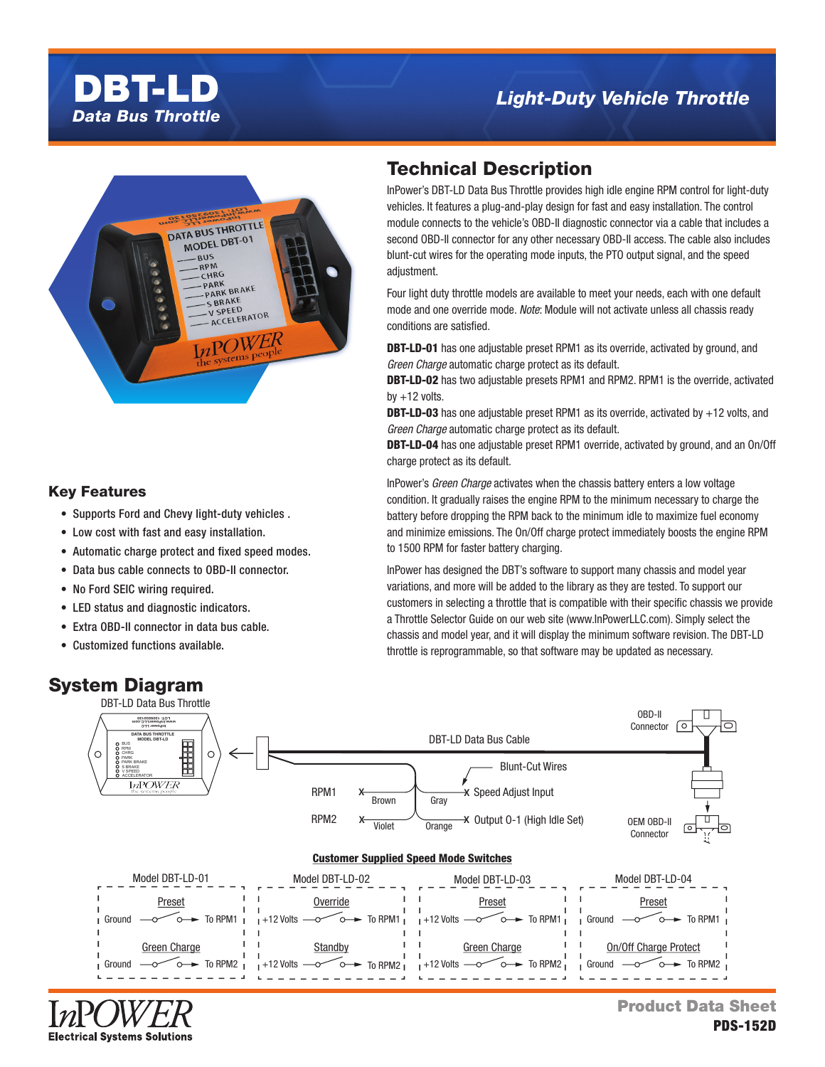# DBT-LD

## Data Bus Throttle

## Light-Duty Vehicle Throttle

## Technical Description

InPower's DBT-LD Data Bus Throttle provides high idle engine RPM control for light-duty vehicles. It features a plug-and-play design for fast and easy installation. The control module connects to the vehicle's OBD-II diagnostic connector via a cable that includes a second OBD-II connector for any other necessary OBD-II access. The cable also includes blunt-cut wires for the operating mode inputs, the PTO output signal, and the speed adjustment.

Four light duty throttle models are available to meet your needs, each with one default mode and one override mode. *Note*: Module will not activate unless all chassis ready conditions are satisfied.

**DBT-LD-01** has one adjustable preset RPM1 as its override, activated by ground, and *Green Charge* automatic charge protect as its default.
**DBT-LD-02** has two adjustable presets RPM1 and RPM2. RPM1 is the override, activated by +12 volts.
**DBT-LD-03** has one adjustable preset RPM1 as its override, activated by +12 volts, and *Green Charge* automatic charge protect as its default.
**DBT-LD-04** has one adjustable preset RPM1 override, activated by ground, and an On/Off charge protect as its default.

InPower's *Green Charge* activates when the chassis battery enters a low voltage condition. It gradually raises the engine RPM to the minimum necessary to charge the battery before dropping the RPM back to the minimum idle to maximize fuel economy and minimize emissions. The On/Off charge protect immediately boosts the engine RPM to 1500 RPM for faster battery charging.

InPower has designed the DBT's software to support many chassis and model year variations, and more will be added to the library as they are tested. To support our customers in selecting a throttle that is compatible with their specific chassis we provide a Throttle Selector Guide on our web site (www.InPowerLLC.com). Simply select the chassis and model year, and it will display the minimum software revision. The DBT-LD throttle is reprogrammable, so that software may be updated as necessary.

## Key Features

- Supports Ford and Chevy light-duty vehicles .
- Low cost with fast and easy installation.
- Automatic charge protect and fixed speed modes.
- Data bus cable connects to OBD-II connector.
- No Ford SEIC wiring required.
- LED status and diagnostic indicators.
- Extra OBD-II connector in data bus cable.
- Customized functions available.

## System Diagram

DBT-LD Data Bus Throttle

DBT-LD Data Bus Cable — OBD-II Connector — OEM OBD-II Connector

Blunt-Cut Wires:
- RPM1 — Brown
- RPM2 — Violet
- Gray — Speed Adjust Input
- Orange — Output 0-1 (High Idle Set)

**Customer Supplied Speed Mode Switches**

| Model DBT-LD-01 | Model DBT-LD-02 | Model DBT-LD-03 | Model DBT-LD-04 |
|---|---|---|---|
| Preset: Ground → To RPM1 | Override: +12 Volts → To RPM1 | Preset: +12 Volts → To RPM1 | Preset: Ground → To RPM1 |
| Green Charge: Ground → To RPM2 | Standby: +12 Volts → To RPM2 | Green Charge: +12 Volts → To RPM2 | On/Off Charge Protect: Ground → To RPM2 |

InPOWER Electrical Systems Solutions

Product Data Sheet
PDS-152D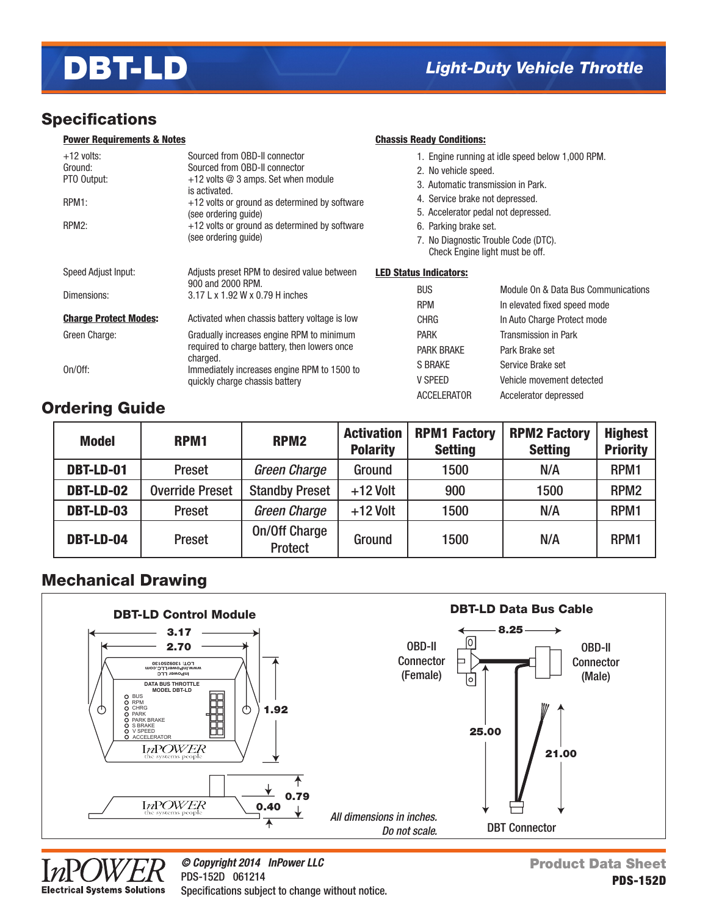# DBT-LD

*Light-Duty Vehicle Throttle*

## Specifications

**Power Requirements & Notes**

| | |
|---|---|
| +12 volts: | Sourced from OBD-II connector |
| Ground: | Sourced from OBD-II connector |
| PTO Output: | +12 volts @ 3 amps. Set when module is activated. |
| RPM1: | +12 volts or ground as determined by software (see ordering guide) |
| RPM2: | +12 volts or ground as determined by software (see ordering guide) |
| Speed Adjust Input: | Adjusts preset RPM to desired value between 900 and 2000 RPM. |
| Dimensions: | 3.17 L x 1.92 W x 0.79 H inches |
| **Charge Protect Modes:** | Activated when chassis battery voltage is low |
| Green Charge: | Gradually increases engine RPM to minimum required to charge battery, then lowers once charged. |
| On/Off: | Immediately increases engine RPM to 1500 to quickly charge chassis battery |

**Chassis Ready Conditions:**

1. Engine running at idle speed below 1,000 RPM.
2. No vehicle speed.
3. Automatic transmission in Park.
4. Service brake not depressed.
5. Accelerator pedal not depressed.
6. Parking brake set.
7. No Diagnostic Trouble Code (DTC). Check Engine light must be off.

**LED Status Indicators:**

| | |
|---|---|
| BUS | Module On & Data Bus Communications |
| RPM | In elevated fixed speed mode |
| CHRG | In Auto Charge Protect mode |
| PARK | Transmission in Park |
| PARK BRAKE | Park Brake set |
| S BRAKE | Service Brake set |
| V SPEED | Vehicle movement detected |
| ACCELERATOR | Accelerator depressed |

## Ordering Guide

| Model | RPM1 | RPM2 | Activation Polarity | RPM1 Factory Setting | RPM2 Factory Setting | Highest Priority |
|---|---|---|---|---|---|---|
| **DBT-LD-01** | Preset | *Green Charge* | Ground | 1500 | N/A | RPM1 |
| **DBT-LD-02** | Override Preset | Standby Preset | +12 Volt | 900 | 1500 | RPM2 |
| **DBT-LD-03** | Preset | *Green Charge* | +12 Volt | 1500 | N/A | RPM1 |
| **DBT-LD-04** | Preset | On/Off Charge Protect | Ground | 1500 | N/A | RPM1 |

## Mechanical Drawing

**DBT-LD Control Module**

3.17
2.70
1.92
0.79
0.40

LOT: 1309250130
www.InPowerLLC.com
InPower LLC
DATA BUS THROTTLE
MODEL DBT-LD
BUS
RPM
CHRG
PARK
PARK BRAKE
S BRAKE
V SPEED
ACCELERATOR
InPOWER the systems people

**DBT-LD Data Bus Cable**

8.25
OBD-II Connector (Female)
OBD-II Connector (Male)
25.00
21.00
DBT Connector

*All dimensions in inches. Do not scale.*

InPOWER Electrical Systems Solutions

*© Copyright 2014 InPower LLC*
PDS-152D 061214
Specifications subject to change without notice.

Product Data Sheet
**PDS-152D**